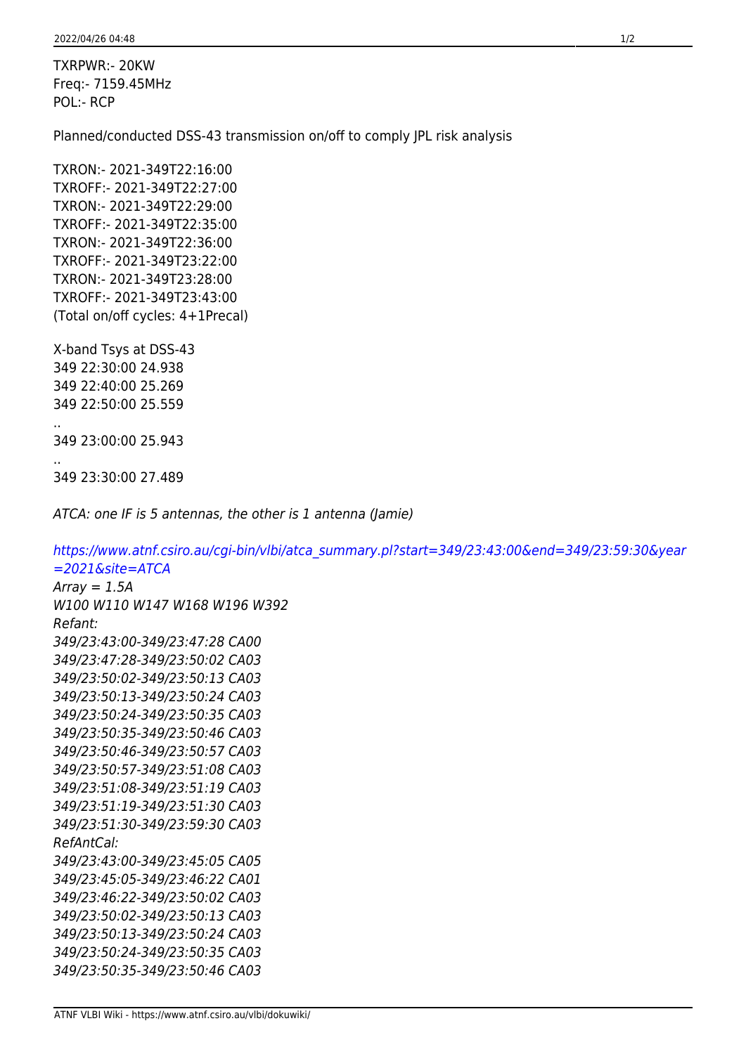TXRPWR:- 20KW
Freq:- 7159.45MHz
POL:- RCP

Planned/conducted DSS-43 transmission on/off to comply JPL risk analysis

TXRON:- 2021-349T22:16:00
TXROFF:- 2021-349T22:27:00
TXRON:- 2021-349T22:29:00
TXROFF:- 2021-349T22:35:00
TXRON:- 2021-349T22:36:00
TXROFF:- 2021-349T23:22:00
TXRON:- 2021-349T23:28:00
TXROFF:- 2021-349T23:43:00
(Total on/off cycles: 4+1Precal)

X-band Tsys at DSS-43
349 22:30:00 24.938
349 22:40:00 25.269
349 22:50:00 25.559
..
349 23:00:00 25.943
..
349 23:30:00 27.489

*ATCA: one IF is 5 antennas, the other is 1 antenna (Jamie)*

*https://www.atnf.csiro.au/cgi-bin/vlbi/atca_summary.pl?start=349/23:43:00&end=349/23:59:30&year=2021&site=ATCA*
*Array = 1.5A*
*W100 W110 W147 W168 W196 W392*
*Refant:*
*349/23:43:00-349/23:47:28 CA00*
*349/23:47:28-349/23:50:02 CA03*
*349/23:50:02-349/23:50:13 CA03*
*349/23:50:13-349/23:50:24 CA03*
*349/23:50:24-349/23:50:35 CA03*
*349/23:50:35-349/23:50:46 CA03*
*349/23:50:46-349/23:50:57 CA03*
*349/23:50:57-349/23:51:08 CA03*
*349/23:51:08-349/23:51:19 CA03*
*349/23:51:19-349/23:51:30 CA03*
*349/23:51:30-349/23:59:30 CA03*
*RefAntCal:*
*349/23:43:00-349/23:45:05 CA05*
*349/23:45:05-349/23:46:22 CA01*
*349/23:46:22-349/23:50:02 CA03*
*349/23:50:02-349/23:50:13 CA03*
*349/23:50:13-349/23:50:24 CA03*
*349/23:50:24-349/23:50:35 CA03*
*349/23:50:35-349/23:50:46 CA03*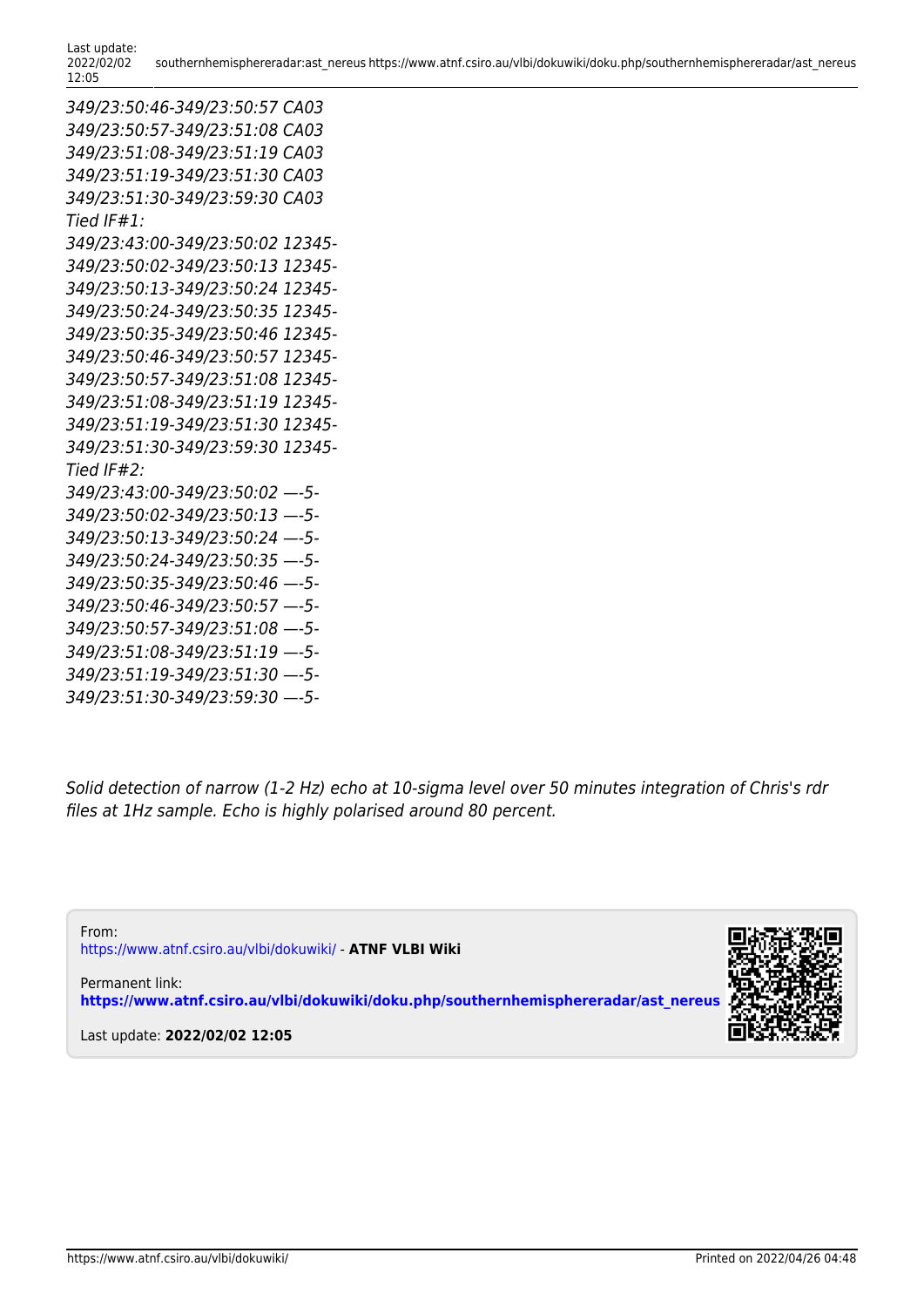*349/23:50:46-349/23:50:57 CA03*
*349/23:50:57-349/23:51:08 CA03*
*349/23:51:08-349/23:51:19 CA03*
*349/23:51:19-349/23:51:30 CA03*
*349/23:51:30-349/23:59:30 CA03*
*Tied IF#1:*
*349/23:43:00-349/23:50:02 12345-*
*349/23:50:02-349/23:50:13 12345-*
*349/23:50:13-349/23:50:24 12345-*
*349/23:50:24-349/23:50:35 12345-*
*349/23:50:35-349/23:50:46 12345-*
*349/23:50:46-349/23:50:57 12345-*
*349/23:50:57-349/23:51:08 12345-*
*349/23:51:08-349/23:51:19 12345-*
*349/23:51:19-349/23:51:30 12345-*
*349/23:51:30-349/23:59:30 12345-*
*Tied IF#2:*
*349/23:43:00-349/23:50:02 —-5-*
*349/23:50:02-349/23:50:13 —-5-*
*349/23:50:13-349/23:50:24 —-5-*
*349/23:50:24-349/23:50:35 —-5-*
*349/23:50:35-349/23:50:46 —-5-*
*349/23:50:46-349/23:50:57 —-5-*
*349/23:50:57-349/23:51:08 —-5-*
*349/23:51:08-349/23:51:19 —-5-*
*349/23:51:19-349/23:51:30 —-5-*
*349/23:51:30-349/23:59:30 —-5-*

*Solid detection of narrow (1-2 Hz) echo at 10-sigma level over 50 minutes integration of Chris's rdr files at 1Hz sample. Echo is highly polarised around 80 percent.*

From:
https://www.atnf.csiro.au/vlbi/dokuwiki/ - **ATNF VLBI Wiki**

Permanent link:
**https://www.atnf.csiro.au/vlbi/dokuwiki/doku.php/southernhemisphereradar/ast_nereus**

Last update: **2022/02/02 12:05**